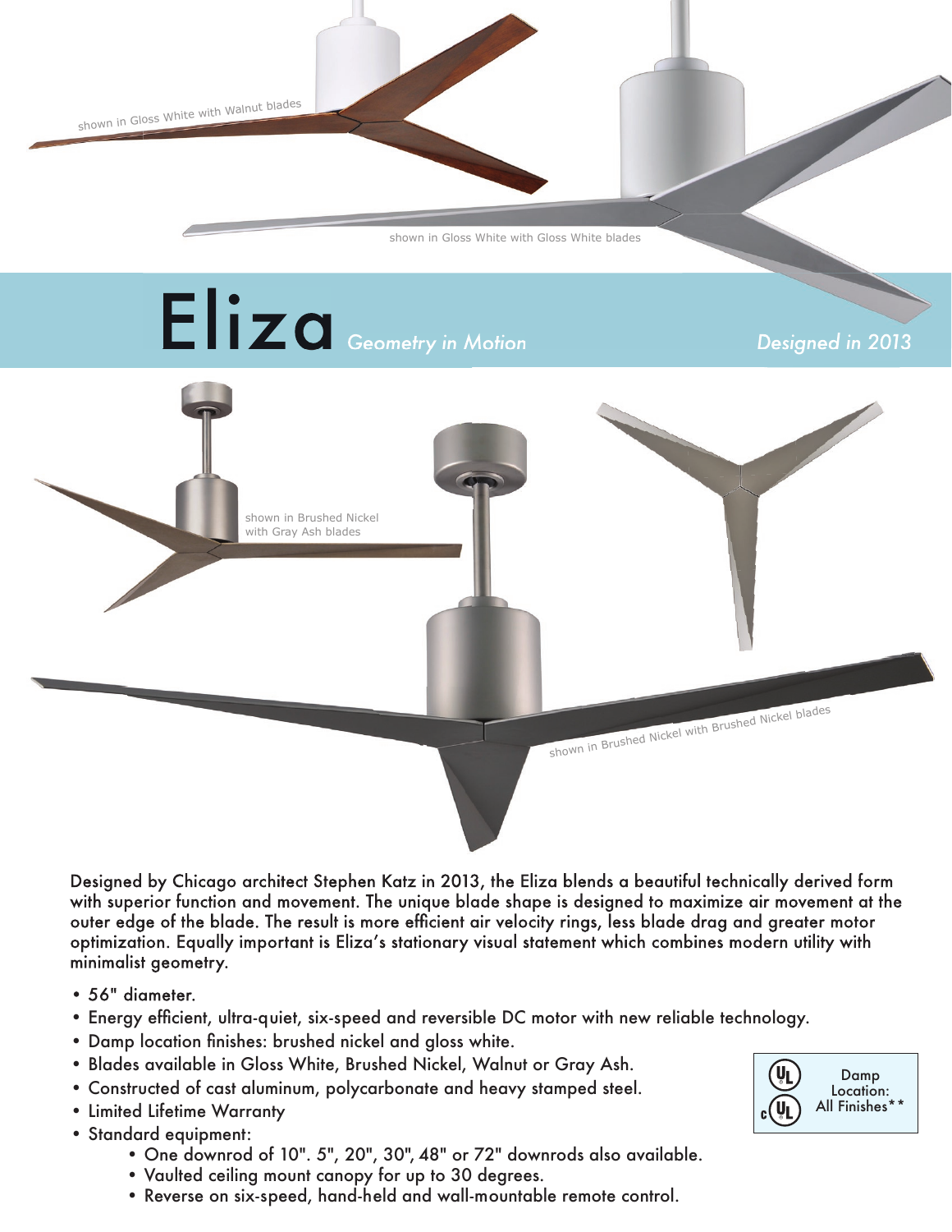shown in Gloss White with Walnut blades

shown in Gloss White with Gloss White blades

# Eliza *Geometry in Motion*

*Designed in 2013*

shown in Brushed Nickel with Gray Ash blades

shown in Brushed Nickel with Brushed Nickel blades

Designed by Chicago architect Stephen Katz in 2013, the Eliza blends a beautiful technically derived form with superior function and movement. The unique blade shape is designed to maximize air movement at the outer edge of the blade. The result is more efficient air velocity rings, less blade drag and greater motor optimization. Equally important is Eliza's stationary visual statement which combines modern utility with minimalist geometry.

- 56" diameter.
- Energy efficient, ultra-quiet, six-speed and reversible DC motor with new reliable technology.
- Damp location finishes: brushed nickel and gloss white.
- Blades available in Gloss White, Brushed Nickel, Walnut or Gray Ash.
- Constructed of cast aluminum, polycarbonate and heavy stamped steel.
- Limited Lifetime Warranty
- Standard equipment:
  - One downrod of 10". 5", 20", 30", 48" or 72" downrods also available.
  - Vaulted ceiling mount canopy for up to 30 degrees.
  - Reverse on six-speed, hand-held and wall-mountable remote control.

UL cUL Damp Location: All Finishes**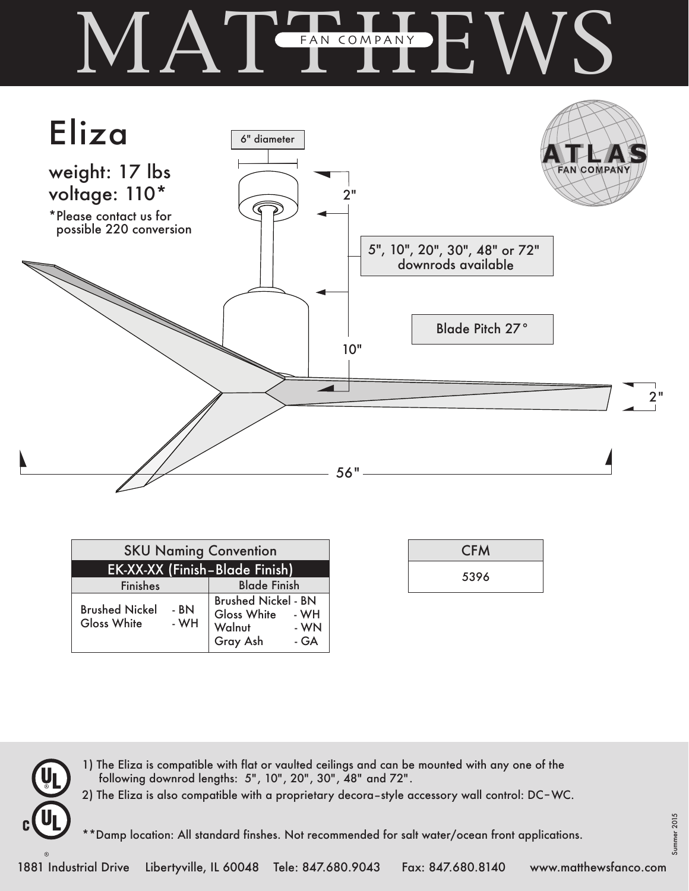# MATTHEWS FAN COMPANY

## Eliza

weight: 17 lbs
voltage: 110*

*Please contact us for possible 220 conversion

6" diameter

2"

5", 10", 20", 30", 48" or 72" downrods available

Blade Pitch 27°

10"

2"

56"

ATLAS FAN COMPANY

| SKU Naming Convention | |
|---|---|
| EK-XX-XX (Finish–Blade Finish) | |
| Finishes | Blade Finish |
| Brushed Nickel - BN<br>Gloss White - WH | Brushed Nickel - BN<br>Gloss White - WH<br>Walnut - WN<br>Gray Ash - GA |

| CFM |
|---|
| 5396 |

1) The Eliza is compatible with flat or vaulted ceilings and can be mounted with any one of the following downrod lengths: 5", 10", 20", 30", 48" and 72".
2) The Eliza is also compatible with a proprietary decora–style accessory wall control: DC–WC.

**Damp location: All standard finshes. Not recommended for salt water/ocean front applications.

Summer 2015

1881 Industrial Drive Libertyville, IL 60048 Tele: 847.680.9043 Fax: 847.680.8140 www.matthewsfanco.com